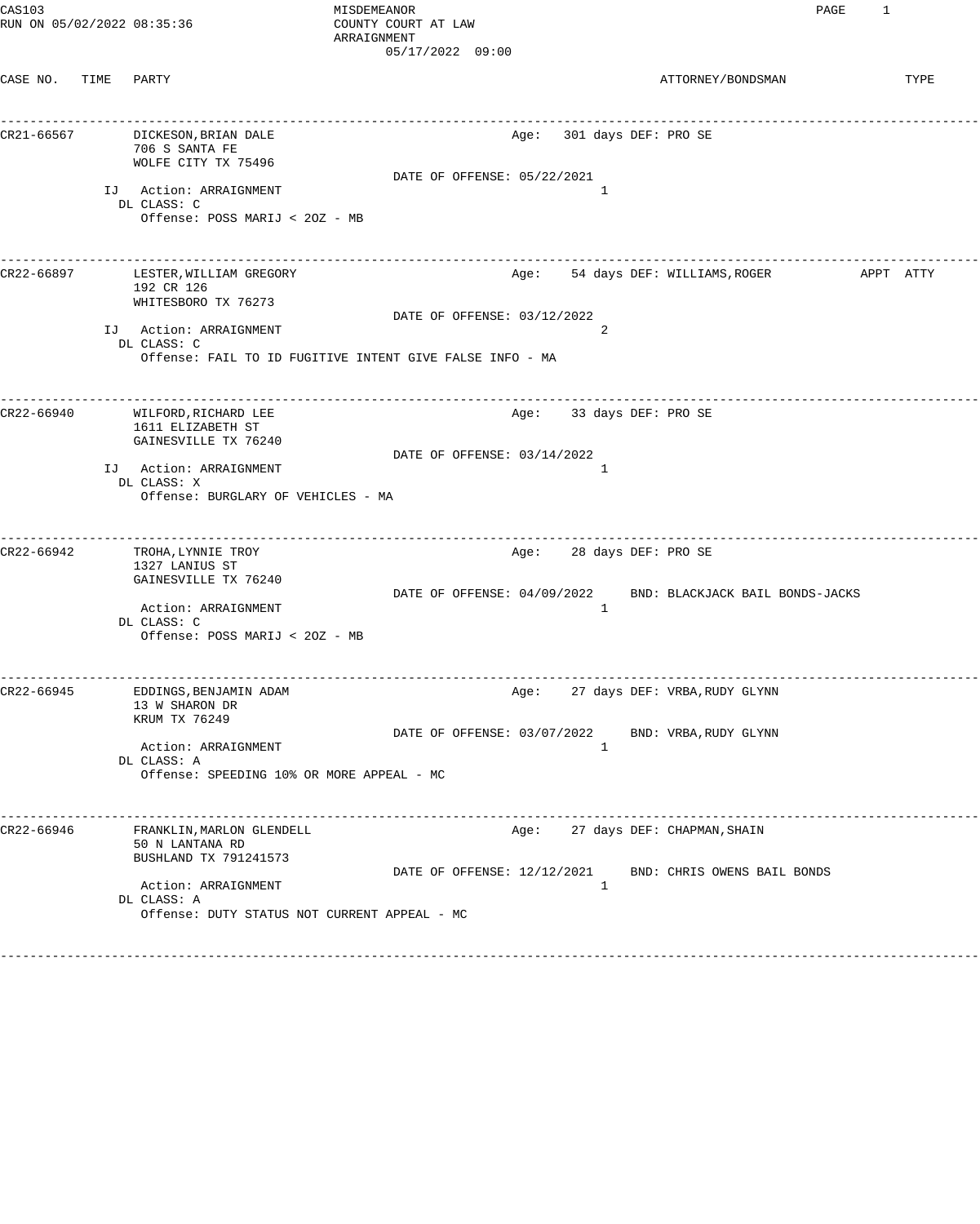CAS103 — MISDEMEANOR — COUNTY COURT AT LAW — ARRAIGNMENT

RUN ON 05/02/2022 08:35:36

05/17/2022 09:00

| CASE NO. | TIME | PARTY | ATTORNEY/BONDSMAN | TYPE |
|---|---|---|---|---|

---

**CR21-66567** DICKESON,BRIAN DALE — Age: 301 days DEF: PRO SE

706 S SANTA FE
WOLFE CITY TX 75496

DATE OF OFFENSE: 05/22/2021

IJ Action: ARRAIGNMENT 1

DL CLASS: C

Offense: POSS MARIJ < 2OZ - MB

---

**CR22-66897** LESTER,WILLIAM GREGORY — Age: 54 days DEF: WILLIAMS,ROGER — APPT ATTY

192 CR 126
WHITESBORO TX 76273

DATE OF OFFENSE: 03/12/2022

IJ Action: ARRAIGNMENT 2

DL CLASS: C

Offense: FAIL TO ID FUGITIVE INTENT GIVE FALSE INFO - MA

---

**CR22-66940** WILFORD,RICHARD LEE — Age: 33 days DEF: PRO SE

1611 ELIZABETH ST
GAINESVILLE TX 76240

DATE OF OFFENSE: 03/14/2022

IJ Action: ARRAIGNMENT 1

DL CLASS: X

Offense: BURGLARY OF VEHICLES - MA

---

**CR22-66942** TROHA,LYNNIE TROY — Age: 28 days DEF: PRO SE

1327 LANIUS ST
GAINESVILLE TX 76240

DATE OF OFFENSE: 04/09/2022 — BND: BLACKJACK BAIL BONDS-JACKS

Action: ARRAIGNMENT 1

DL CLASS: C

Offense: POSS MARIJ < 2OZ - MB

---

**CR22-66945** EDDINGS,BENJAMIN ADAM — Age: 27 days DEF: VRBA,RUDY GLYNN

13 W SHARON DR
KRUM TX 76249

DATE OF OFFENSE: 03/07/2022 — BND: VRBA,RUDY GLYNN

Action: ARRAIGNMENT 1

DL CLASS: A

Offense: SPEEDING 10% OR MORE APPEAL - MC

---

**CR22-66946** FRANKLIN,MARLON GLENDELL — Age: 27 days DEF: CHAPMAN,SHAIN

50 N LANTANA RD
BUSHLAND TX 791241573

DATE OF OFFENSE: 12/12/2021 — BND: CHRIS OWENS BAIL BONDS

Action: ARRAIGNMENT 1

DL CLASS: A

Offense: DUTY STATUS NOT CURRENT APPEAL - MC

---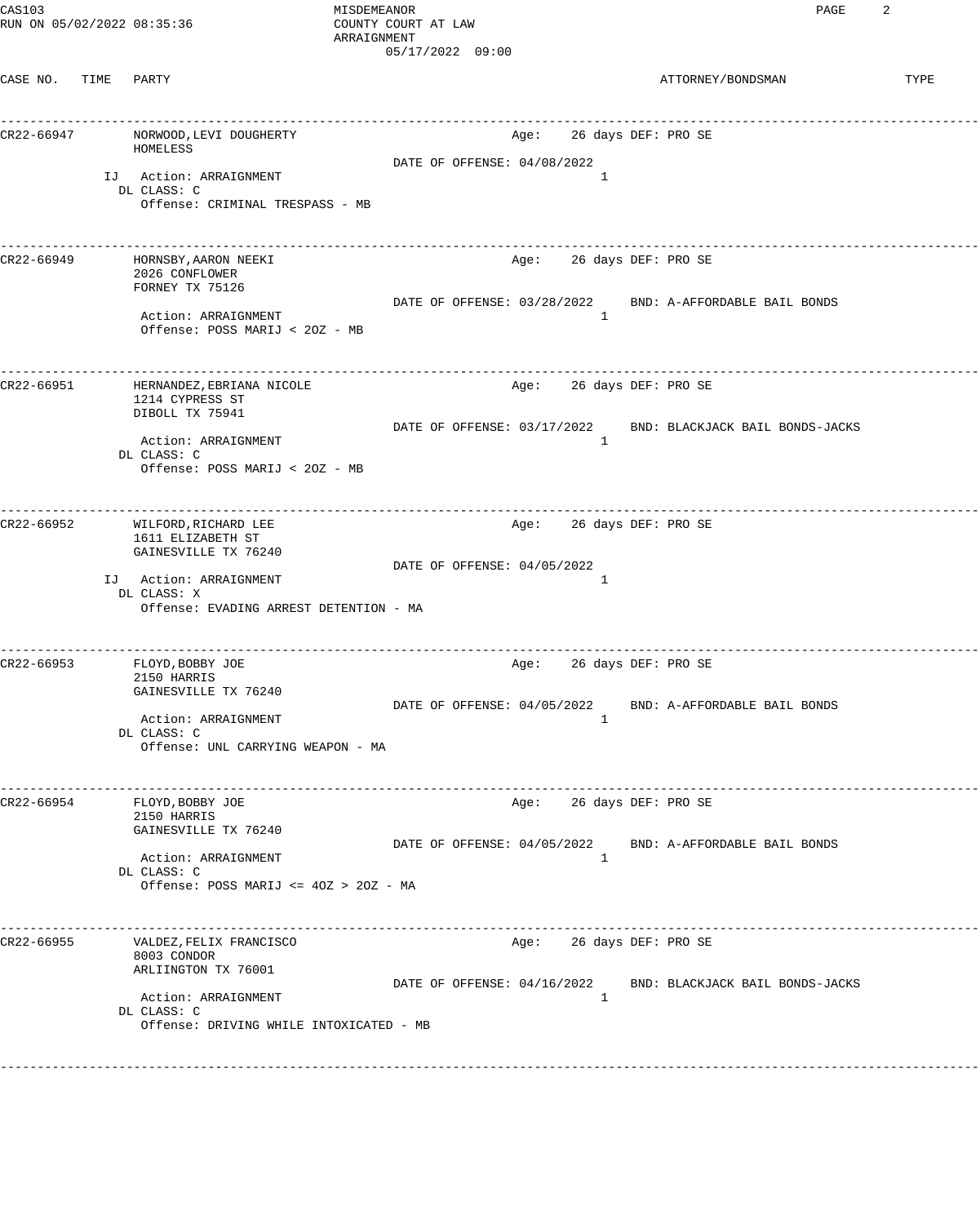CAS103 MISDEMEANOR
RUN ON 05/02/2022 08:35:36 COUNTY COURT AT LAW
ARRAIGNMENT
05/17/2022 09:00

| CASE NO. | TIME | PARTY | | ATTORNEY/BONDSMAN | TYPE |
|---|---|---|---|---|---|
| CR22-66947 | | NORWOOD,LEVI DOUGHERTY<br>HOMELESS<br>IJ Action: ARRAIGNMENT<br>DL CLASS: C<br>Offense: CRIMINAL TRESPASS - MB | Age: 26 days DEF: PRO SE<br>DATE OF OFFENSE: 04/08/2022<br>1 | | |
| CR22-66949 | | HORNSBY,AARON NEEKI<br>2026 CONFLOWER<br>FORNEY TX 75126<br>Action: ARRAIGNMENT<br>Offense: POSS MARIJ < 2OZ - MB | Age: 26 days DEF: PRO SE<br>DATE OF OFFENSE: 03/28/2022<br>1 | BND: A-AFFORDABLE BAIL BONDS | |
| CR22-66951 | | HERNANDEZ,EBRIANA NICOLE<br>1214 CYPRESS ST<br>DIBOLL TX 75941<br>Action: ARRAIGNMENT<br>DL CLASS: C<br>Offense: POSS MARIJ < 2OZ - MB | Age: 26 days DEF: PRO SE<br>DATE OF OFFENSE: 03/17/2022<br>1 | BND: BLACKJACK BAIL BONDS-JACKS | |
| CR22-66952 | | WILFORD,RICHARD LEE<br>1611 ELIZABETH ST<br>GAINESVILLE TX 76240<br>IJ Action: ARRAIGNMENT<br>DL CLASS: X<br>Offense: EVADING ARREST DETENTION - MA | Age: 26 days DEF: PRO SE<br>DATE OF OFFENSE: 04/05/2022<br>1 | | |
| CR22-66953 | | FLOYD,BOBBY JOE<br>2150 HARRIS<br>GAINESVILLE TX 76240<br>Action: ARRAIGNMENT<br>DL CLASS: C<br>Offense: UNL CARRYING WEAPON - MA | Age: 26 days DEF: PRO SE<br>DATE OF OFFENSE: 04/05/2022<br>1 | BND: A-AFFORDABLE BAIL BONDS | |
| CR22-66954 | | FLOYD,BOBBY JOE<br>2150 HARRIS<br>GAINESVILLE TX 76240<br>Action: ARRAIGNMENT<br>DL CLASS: C<br>Offense: POSS MARIJ <= 4OZ > 2OZ - MA | Age: 26 days DEF: PRO SE<br>DATE OF OFFENSE: 04/05/2022<br>1 | BND: A-AFFORDABLE BAIL BONDS | |
| CR22-66955 | | VALDEZ,FELIX FRANCISCO<br>8003 CONDOR<br>ARLIINGTON TX 76001<br>Action: ARRAIGNMENT<br>DL CLASS: C<br>Offense: DRIVING WHILE INTOXICATED - MB | Age: 26 days DEF: PRO SE<br>DATE OF OFFENSE: 04/16/2022<br>1 | BND: BLACKJACK BAIL BONDS-JACKS | |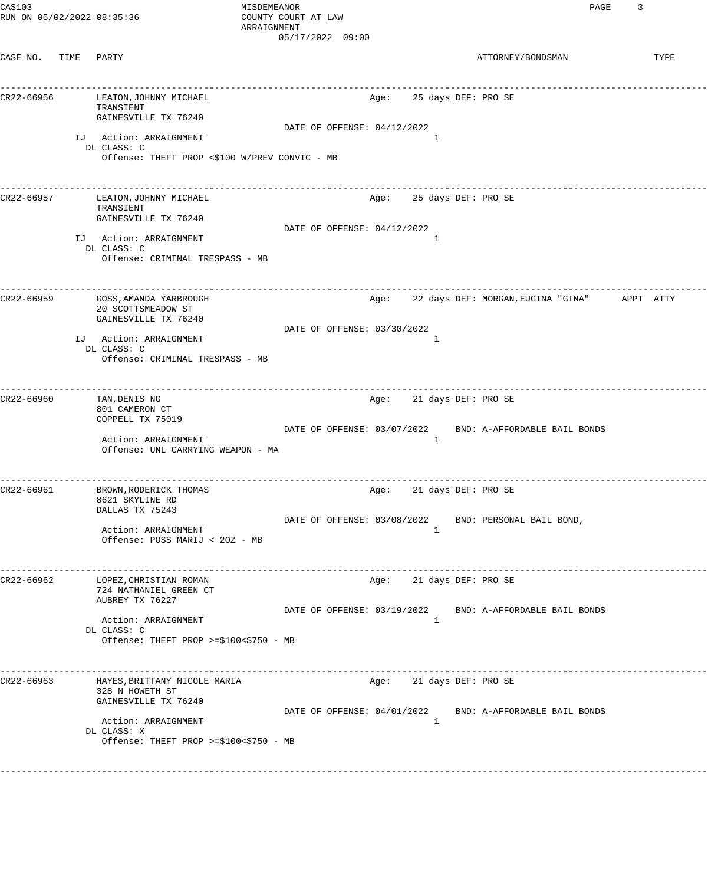CAS103  
RUN ON 05/02/2022 08:35:36

MISDEMEANOR  
COUNTY COURT AT LAW  
ARRAIGNMENT  
05/17/2022 09:00

| CASE NO. | TIME | PARTY | ATTORNEY/BONDSMAN | TYPE |
|---|---|---|---|---|

---

**CR22-66956** LEATON,JOHNNY MICHAEL — Age: 25 days DEF: PRO SE  
TRANSIENT  
GAINESVILLE TX 76240  
DATE OF OFFENSE: 04/12/2022  
IJ Action: ARRAIGNMENT 1  
DL CLASS: C  
Offense: THEFT PROP <$100 W/PREV CONVIC - MB

---

**CR22-66957** LEATON,JOHNNY MICHAEL — Age: 25 days DEF: PRO SE  
TRANSIENT  
GAINESVILLE TX 76240  
DATE OF OFFENSE: 04/12/2022  
IJ Action: ARRAIGNMENT 1  
DL CLASS: C  
Offense: CRIMINAL TRESPASS - MB

---

**CR22-66959** GOSS,AMANDA YARBROUGH — Age: 22 days DEF: MORGAN,EUGINA "GINA" APPT ATTY  
20 SCOTTSMEADOW ST  
GAINESVILLE TX 76240  
DATE OF OFFENSE: 03/30/2022  
IJ Action: ARRAIGNMENT 1  
DL CLASS: C  
Offense: CRIMINAL TRESPASS - MB

---

**CR22-66960** TAN,DENIS NG — Age: 21 days DEF: PRO SE  
801 CAMERON CT  
COPPELL TX 75019  
DATE OF OFFENSE: 03/07/2022 BND: A-AFFORDABLE BAIL BONDS  
Action: ARRAIGNMENT 1  
Offense: UNL CARRYING WEAPON - MA

---

**CR22-66961** BROWN,RODERICK THOMAS — Age: 21 days DEF: PRO SE  
8621 SKYLINE RD  
DALLAS TX 75243  
DATE OF OFFENSE: 03/08/2022 BND: PERSONAL BAIL BOND,  
Action: ARRAIGNMENT 1  
Offense: POSS MARIJ < 2OZ - MB

---

**CR22-66962** LOPEZ,CHRISTIAN ROMAN — Age: 21 days DEF: PRO SE  
724 NATHANIEL GREEN CT  
AUBREY TX 76227  
DATE OF OFFENSE: 03/19/2022 BND: A-AFFORDABLE BAIL BONDS  
Action: ARRAIGNMENT 1  
DL CLASS: C  
Offense: THEFT PROP >=$100<$750 - MB

---

**CR22-66963** HAYES,BRITTANY NICOLE MARIA — Age: 21 days DEF: PRO SE  
328 N HOWETH ST  
GAINESVILLE TX 76240  
DATE OF OFFENSE: 04/01/2022 BND: A-AFFORDABLE BAIL BONDS  
Action: ARRAIGNMENT 1  
DL CLASS: X  
Offense: THEFT PROP >=$100<$750 - MB

---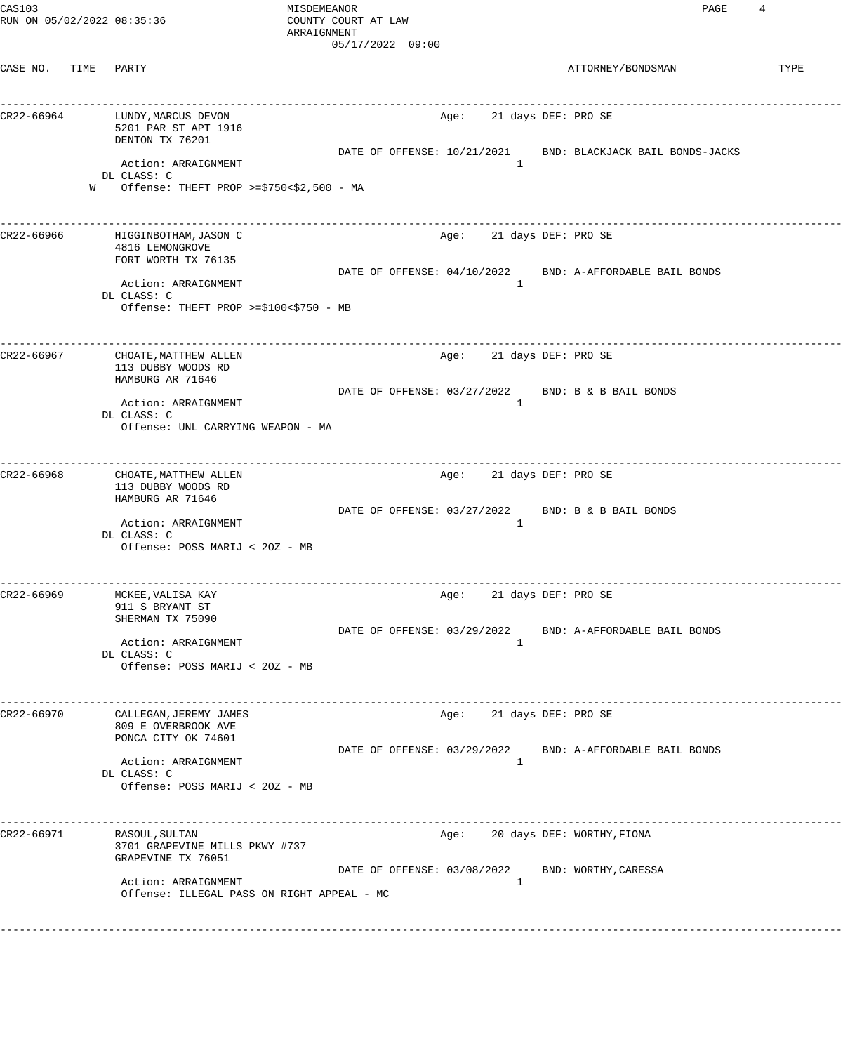MISDEMEANOR
COUNTY COURT AT LAW
ARRAIGNMENT
05/17/2022 09:00

| CASE NO. | TIME | PARTY | | ATTORNEY/BONDSMAN | TYPE |
|---|---|---|---|---|---|
| CR22-66964 | | LUNDY,MARCUS DEVON<br>5201 PAR ST APT 1916<br>DENTON TX 76201<br>Action: ARRAIGNMENT<br>DL CLASS: C<br>W Offense: THEFT PROP >=$750<$2,500 - MA | Age: 21 days<br>DATE OF OFFENSE: 10/21/2021<br>1 | DEF: PRO SE<br>BND: BLACKJACK BAIL BONDS-JACKS | |
| CR22-66966 | | HIGGINBOTHAM,JASON C<br>4816 LEMONGROVE<br>FORT WORTH TX 76135<br>Action: ARRAIGNMENT<br>DL CLASS: C<br>Offense: THEFT PROP >=$100<$750 - MB | Age: 21 days<br>DATE OF OFFENSE: 04/10/2022<br>1 | DEF: PRO SE<br>BND: A-AFFORDABLE BAIL BONDS | |
| CR22-66967 | | CHOATE,MATTHEW ALLEN<br>113 DUBBY WOODS RD<br>HAMBURG AR 71646<br>Action: ARRAIGNMENT<br>DL CLASS: C<br>Offense: UNL CARRYING WEAPON - MA | Age: 21 days<br>DATE OF OFFENSE: 03/27/2022<br>1 | DEF: PRO SE<br>BND: B & B BAIL BONDS | |
| CR22-66968 | | CHOATE,MATTHEW ALLEN<br>113 DUBBY WOODS RD<br>HAMBURG AR 71646<br>Action: ARRAIGNMENT<br>DL CLASS: C<br>Offense: POSS MARIJ < 2OZ - MB | Age: 21 days<br>DATE OF OFFENSE: 03/27/2022<br>1 | DEF: PRO SE<br>BND: B & B BAIL BONDS | |
| CR22-66969 | | MCKEE,VALISA KAY<br>911 S BRYANT ST<br>SHERMAN TX 75090<br>Action: ARRAIGNMENT<br>DL CLASS: C<br>Offense: POSS MARIJ < 2OZ - MB | Age: 21 days<br>DATE OF OFFENSE: 03/29/2022<br>1 | DEF: PRO SE<br>BND: A-AFFORDABLE BAIL BONDS | |
| CR22-66970 | | CALLEGAN,JEREMY JAMES<br>809 E OVERBROOK AVE<br>PONCA CITY OK 74601<br>Action: ARRAIGNMENT<br>DL CLASS: C<br>Offense: POSS MARIJ < 2OZ - MB | Age: 21 days<br>DATE OF OFFENSE: 03/29/2022<br>1 | DEF: PRO SE<br>BND: A-AFFORDABLE BAIL BONDS | |
| CR22-66971 | | RASOUL,SULTAN<br>3701 GRAPEVINE MILLS PKWY #737<br>GRAPEVINE TX 76051<br>Action: ARRAIGNMENT<br>Offense: ILLEGAL PASS ON RIGHT APPEAL - MC | Age: 20 days<br>DATE OF OFFENSE: 03/08/2022<br>1 | DEF: WORTHY,FIONA<br>BND: WORTHY,CARESSA | |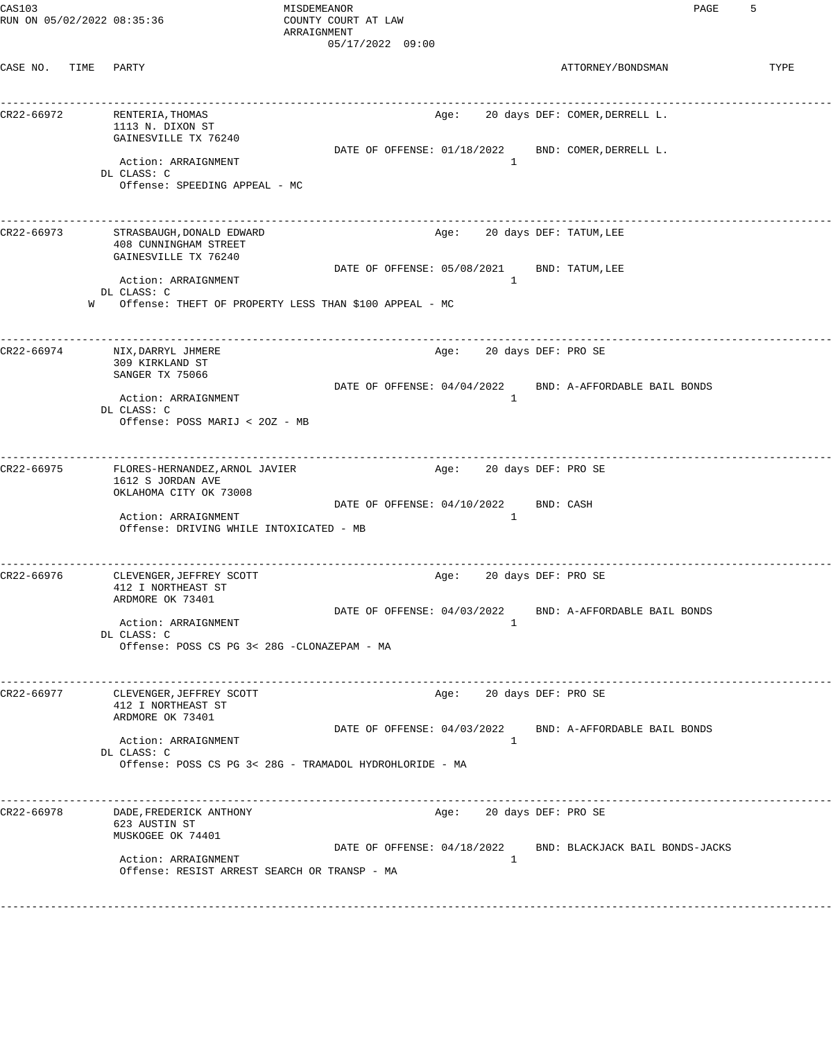CAS103 MISDEMEANOR
RUN ON 05/02/2022 08:35:36 COUNTY COURT AT LAW
ARRAIGNMENT
05/17/2022 09:00

| CASE NO. | TIME | PARTY | ATTORNEY/BONDSMAN | TYPE |
|---|---|---|---|---|

---

**CR22-66972** RENTERIA,THOMAS — Age: 20 days DEF: COMER,DERRELL L.
1113 N. DIXON ST
GAINESVILLE TX 76240
DATE OF OFFENSE: 01/18/2022 BND: COMER,DERRELL L.
Action: ARRAIGNMENT 1
DL CLASS: C
Offense: SPEEDING APPEAL - MC

---

**CR22-66973** STRASBAUGH,DONALD EDWARD — Age: 20 days DEF: TATUM,LEE
408 CUNNINGHAM STREET
GAINESVILLE TX 76240
DATE OF OFFENSE: 05/08/2021 BND: TATUM,LEE
Action: ARRAIGNMENT 1
DL CLASS: C
W Offense: THEFT OF PROPERTY LESS THAN $100 APPEAL - MC

---

**CR22-66974** NIX,DARRYL JHMERE — Age: 20 days DEF: PRO SE
309 KIRKLAND ST
SANGER TX 75066
DATE OF OFFENSE: 04/04/2022 BND: A-AFFORDABLE BAIL BONDS
Action: ARRAIGNMENT 1
DL CLASS: C
Offense: POSS MARIJ < 2OZ - MB

---

**CR22-66975** FLORES-HERNANDEZ,ARNOL JAVIER — Age: 20 days DEF: PRO SE
1612 S JORDAN AVE
OKLAHOMA CITY OK 73008
DATE OF OFFENSE: 04/10/2022 BND: CASH
Action: ARRAIGNMENT 1
Offense: DRIVING WHILE INTOXICATED - MB

---

**CR22-66976** CLEVENGER,JEFFREY SCOTT — Age: 20 days DEF: PRO SE
412 I NORTHEAST ST
ARDMORE OK 73401
DATE OF OFFENSE: 04/03/2022 BND: A-AFFORDABLE BAIL BONDS
Action: ARRAIGNMENT 1
DL CLASS: C
Offense: POSS CS PG 3< 28G -CLONAZEPAM - MA

---

**CR22-66977** CLEVENGER,JEFFREY SCOTT — Age: 20 days DEF: PRO SE
412 I NORTHEAST ST
ARDMORE OK 73401
DATE OF OFFENSE: 04/03/2022 BND: A-AFFORDABLE BAIL BONDS
Action: ARRAIGNMENT 1
DL CLASS: C
Offense: POSS CS PG 3< 28G - TRAMADOL HYDROHLORIDE - MA

---

**CR22-66978** DADE,FREDERICK ANTHONY — Age: 20 days DEF: PRO SE
623 AUSTIN ST
MUSKOGEE OK 74401
DATE OF OFFENSE: 04/18/2022 BND: BLACKJACK BAIL BONDS-JACKS
Action: ARRAIGNMENT 1
Offense: RESIST ARREST SEARCH OR TRANSP - MA

---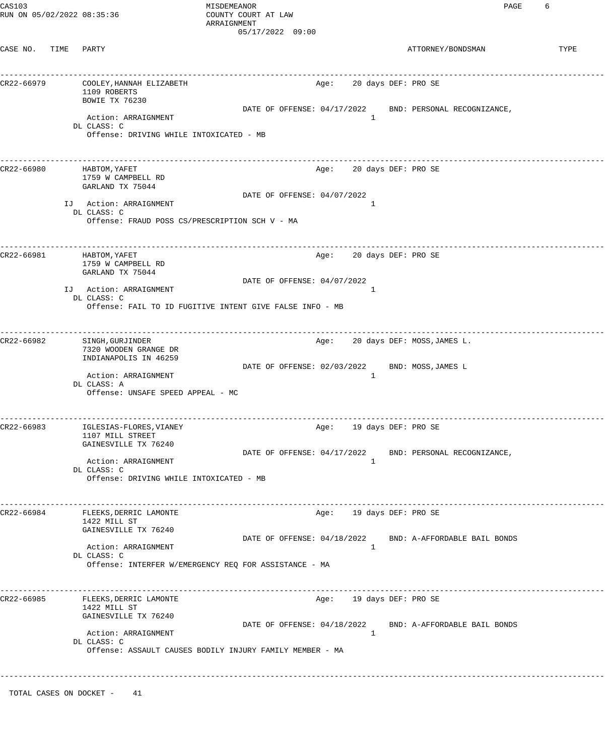CAS103 MISDEMEANOR
RUN ON 05/02/2022 08:35:36 COUNTY COURT AT LAW
ARRAIGNMENT
05/17/2022 09:00

CASE NO. TIME PARTY ATTORNEY/BONDSMAN TYPE

---

CR22-66979 COOLEY,HANNAH ELIZABETH Age: 20 days DEF: PRO SE
1109 ROBERTS
BOWIE TX 76230
DATE OF OFFENSE: 04/17/2022 BND: PERSONAL RECOGNIZANCE,
Action: ARRAIGNMENT 1
DL CLASS: C
Offense: DRIVING WHILE INTOXICATED - MB

---

CR22-66980 HABTOM,YAFET Age: 20 days DEF: PRO SE
1759 W CAMPBELL RD
GARLAND TX 75044
DATE OF OFFENSE: 04/07/2022
IJ Action: ARRAIGNMENT 1
DL CLASS: C
Offense: FRAUD POSS CS/PRESCRIPTION SCH V - MA

---

CR22-66981 HABTOM,YAFET Age: 20 days DEF: PRO SE
1759 W CAMPBELL RD
GARLAND TX 75044
DATE OF OFFENSE: 04/07/2022
IJ Action: ARRAIGNMENT 1
DL CLASS: C
Offense: FAIL TO ID FUGITIVE INTENT GIVE FALSE INFO - MB

---

CR22-66982 SINGH,GURJINDER Age: 20 days DEF: MOSS,JAMES L.
7320 WOODEN GRANGE DR
INDIANAPOLIS IN 46259
DATE OF OFFENSE: 02/03/2022 BND: MOSS,JAMES L
Action: ARRAIGNMENT 1
DL CLASS: A
Offense: UNSAFE SPEED APPEAL - MC

---

CR22-66983 IGLESIAS-FLORES,VIANEY Age: 19 days DEF: PRO SE
1107 MILL STREET
GAINESVILLE TX 76240
DATE OF OFFENSE: 04/17/2022 BND: PERSONAL RECOGNIZANCE,
Action: ARRAIGNMENT 1
DL CLASS: C
Offense: DRIVING WHILE INTOXICATED - MB

---

CR22-66984 FLEEKS,DERRIC LAMONTE Age: 19 days DEF: PRO SE
1422 MILL ST
GAINESVILLE TX 76240
DATE OF OFFENSE: 04/18/2022 BND: A-AFFORDABLE BAIL BONDS
Action: ARRAIGNMENT 1
DL CLASS: C
Offense: INTERFER W/EMERGENCY REQ FOR ASSISTANCE - MA

---

CR22-66985 FLEEKS,DERRIC LAMONTE Age: 19 days DEF: PRO SE
1422 MILL ST
GAINESVILLE TX 76240
DATE OF OFFENSE: 04/18/2022 BND: A-AFFORDABLE BAIL BONDS
Action: ARRAIGNMENT 1
DL CLASS: C
Offense: ASSAULT CAUSES BODILY INJURY FAMILY MEMBER - MA

---

TOTAL CASES ON DOCKET - 41